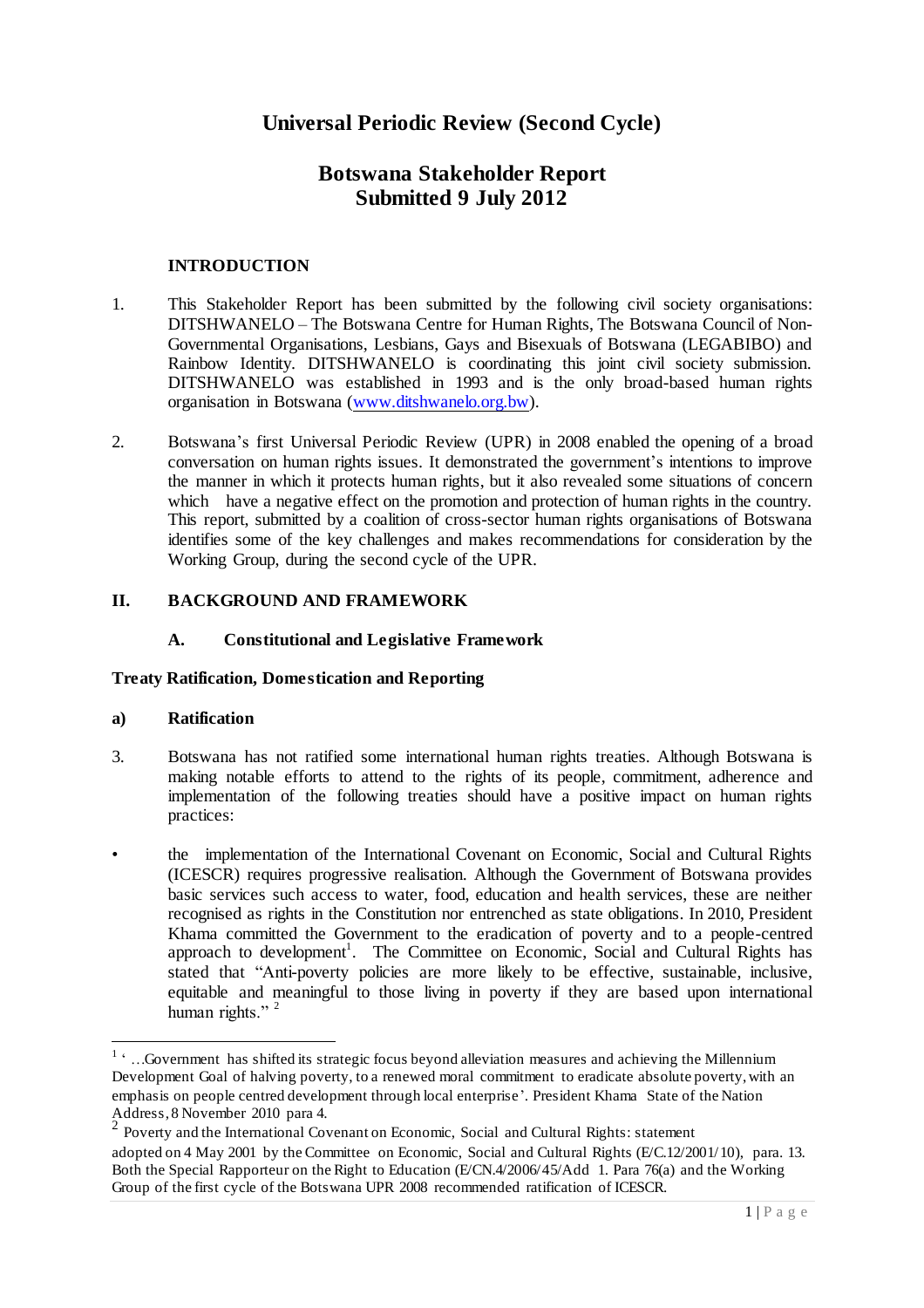# Universal Periodic Review (Second Cycle)

## Botswana Stakeholder Report
## Submitted 9 July 2012

### INTRODUCTION

1. This Stakeholder Report has been submitted by the following civil society organisations: DITSHWANELO – The Botswana Centre for Human Rights, The Botswana Council of Non-Governmental Organisations, Lesbians, Gays and Bisexuals of Botswana (LEGABIBO) and Rainbow Identity. DITSHWANELO is coordinating this joint civil society submission. DITSHWANELO was established in 1993 and is the only broad-based human rights organisation in Botswana (www.ditshwanelo.org.bw).

2. Botswana's first Universal Periodic Review (UPR) in 2008 enabled the opening of a broad conversation on human rights issues. It demonstrated the government's intentions to improve the manner in which it protects human rights, but it also revealed some situations of concern which have a negative effect on the promotion and protection of human rights in the country. This report, submitted by a coalition of cross-sector human rights organisations of Botswana identifies some of the key challenges and makes recommendations for consideration by the Working Group, during the second cycle of the UPR.

## II. BACKGROUND AND FRAMEWORK

### A. Constitutional and Legislative Framework

**Treaty Ratification, Domestication and Reporting**

**a) Ratification**

3. Botswana has not ratified some international human rights treaties. Although Botswana is making notable efforts to attend to the rights of its people, commitment, adherence and implementation of the following treaties should have a positive impact on human rights practices:

- the implementation of the International Covenant on Economic, Social and Cultural Rights (ICESCR) requires progressive realisation. Although the Government of Botswana provides basic services such access to water, food, education and health services, these are neither recognised as rights in the Constitution nor entrenched as state obligations. In 2010, President Khama committed the Government to the eradication of poverty and to a people-centred approach to development[1]. The Committee on Economic, Social and Cultural Rights has stated that "Anti-poverty policies are more likely to be effective, sustainable, inclusive, equitable and meaningful to those living in poverty if they are based upon international human rights." [2]

---

[1] '…Government has shifted its strategic focus beyond alleviation measures and achieving the Millennium Development Goal of halving poverty, to a renewed moral commitment to eradicate absolute poverty, with an emphasis on people centred development through local enterprise'. President Khama State of the Nation Address, 8 November 2010 para 4.

[2] Poverty and the International Covenant on Economic, Social and Cultural Rights: statement adopted on 4 May 2001 by the Committee on Economic, Social and Cultural Rights (E/C.12/2001/10), para. 13. Both the Special Rapporteur on the Right to Education (E/CN.4/2006/45/Add 1. Para 76(a) and the Working Group of the first cycle of the Botswana UPR 2008 recommended ratification of ICESCR.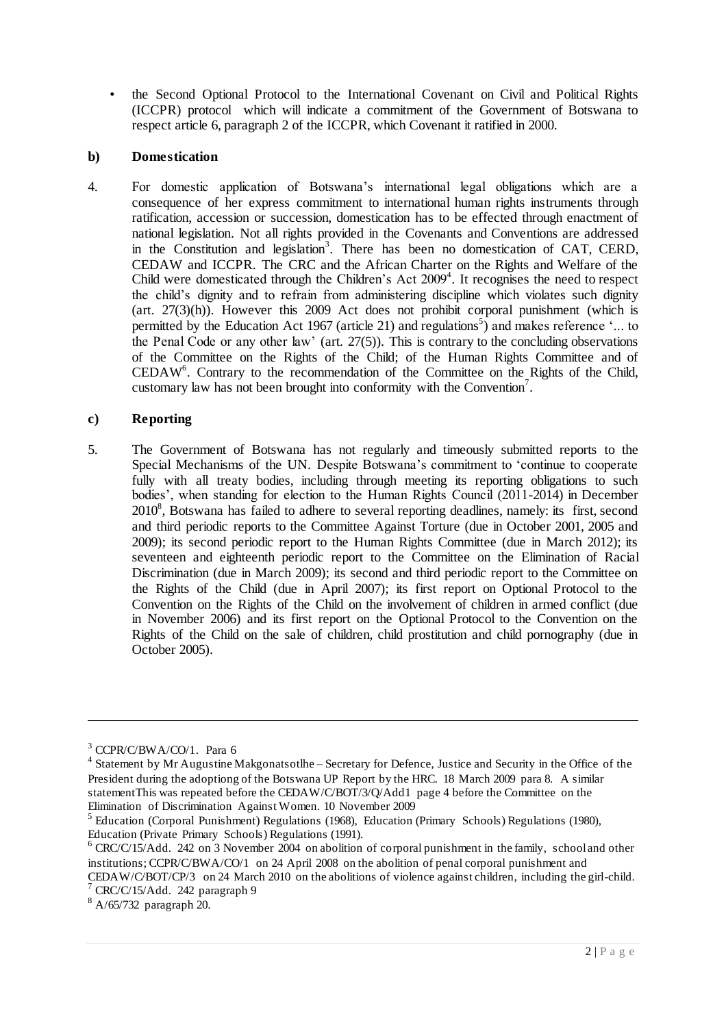- the Second Optional Protocol to the International Covenant on Civil and Political Rights (ICCPR) protocol which will indicate a commitment of the Government of Botswana to respect article 6, paragraph 2 of the ICCPR, which Covenant it ratified in 2000.

### b) Domestication

4. For domestic application of Botswana's international legal obligations which are a consequence of her express commitment to international human rights instruments through ratification, accession or succession, domestication has to be effected through enactment of national legislation. Not all rights provided in the Covenants and Conventions are addressed in the Constitution and legislation[3]. There has been no domestication of CAT, CERD, CEDAW and ICCPR. The CRC and the African Charter on the Rights and Welfare of the Child were domesticated through the Children's Act 2009[4]. It recognises the need to respect the child's dignity and to refrain from administering discipline which violates such dignity (art. 27(3)(h)). However this 2009 Act does not prohibit corporal punishment (which is permitted by the Education Act 1967 (article 21) and regulations[5]) and makes reference '... to the Penal Code or any other law' (art. 27(5)). This is contrary to the concluding observations of the Committee on the Rights of the Child; of the Human Rights Committee and of CEDAW[6]. Contrary to the recommendation of the Committee on the Rights of the Child, customary law has not been brought into conformity with the Convention[7].

### c) Reporting

5. The Government of Botswana has not regularly and timeously submitted reports to the Special Mechanisms of the UN. Despite Botswana's commitment to 'continue to cooperate fully with all treaty bodies, including through meeting its reporting obligations to such bodies', when standing for election to the Human Rights Council (2011-2014) in December 2010[8], Botswana has failed to adhere to several reporting deadlines, namely: its first, second and third periodic reports to the Committee Against Torture (due in October 2001, 2005 and 2009); its second periodic report to the Human Rights Committee (due in March 2012); its seventeen and eighteenth periodic report to the Committee on the Elimination of Racial Discrimination (due in March 2009); its second and third periodic report to the Committee on the Rights of the Child (due in April 2007); its first report on Optional Protocol to the Convention on the Rights of the Child on the involvement of children in armed conflict (due in November 2006) and its first report on the Optional Protocol to the Convention on the Rights of the Child on the sale of children, child prostitution and child pornography (due in October 2005).

---

[3] CCPR/C/BWA/CO/1. Para 6

[4] Statement by Mr Augustine Makgonatsotlhe – Secretary for Defence, Justice and Security in the Office of the President during the adoptiong of the Botswana UP Report by the HRC. 18 March 2009 para 8. A similar statementThis was repeated before the CEDAW/C/BOT/3/Q/Add1 page 4 before the Committee on the Elimination of Discrimination Against Women. 10 November 2009

[5] Education (Corporal Punishment) Regulations (1968), Education (Primary Schools) Regulations (1980), Education (Private Primary Schools) Regulations (1991).

[6] CRC/C/15/Add. 242 on 3 November 2004 on abolition of corporal punishment in the family, school and other institutions; CCPR/C/BWA/CO/1 on 24 April 2008 on the abolition of penal corporal punishment and CEDAW/C/BOT/CP/3 on 24 March 2010 on the abolitions of violence against children, including the girl-child.

[7] CRC/C/15/Add. 242 paragraph 9

[8] A/65/732 paragraph 20.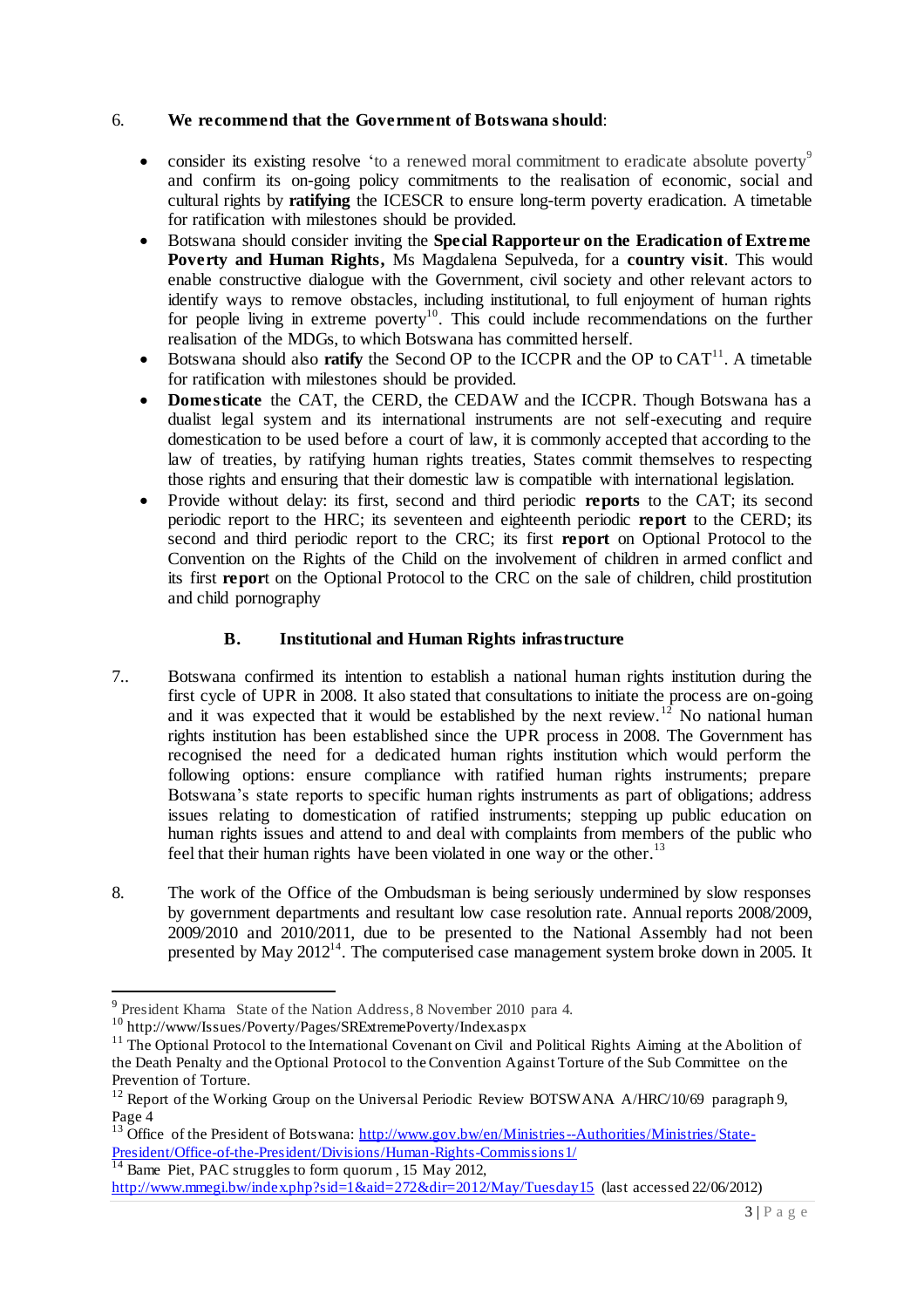6. **We recommend that the Government of Botswana should**:

- consider its existing resolve 'to a renewed moral commitment to eradicate absolute poverty[9] and confirm its on-going policy commitments to the realisation of economic, social and cultural rights by **ratifying** the ICESCR to ensure long-term poverty eradication. A timetable for ratification with milestones should be provided.
- Botswana should consider inviting the **Special Rapporteur on the Eradication of Extreme Poverty and Human Rights,** Ms Magdalena Sepulveda, for a **country visit**. This would enable constructive dialogue with the Government, civil society and other relevant actors to identify ways to remove obstacles, including institutional, to full enjoyment of human rights for people living in extreme poverty[10]. This could include recommendations on the further realisation of the MDGs, to which Botswana has committed herself.
- Botswana should also **ratify** the Second OP to the ICCPR and the OP to CAT[11]. A timetable for ratification with milestones should be provided.
- **Domesticate** the CAT, the CERD, the CEDAW and the ICCPR. Though Botswana has a dualist legal system and its international instruments are not self-executing and require domestication to be used before a court of law, it is commonly accepted that according to the law of treaties, by ratifying human rights treaties, States commit themselves to respecting those rights and ensuring that their domestic law is compatible with international legislation.
- Provide without delay: its first, second and third periodic **reports** to the CAT; its second periodic report to the HRC; its seventeen and eighteenth periodic **report** to the CERD; its second and third periodic report to the CRC; its first **report** on Optional Protocol to the Convention on the Rights of the Child on the involvement of children in armed conflict and its first **repor**t on the Optional Protocol to the CRC on the sale of children, child prostitution and child pornography

### B. Institutional and Human Rights infrastructure

7.. Botswana confirmed its intention to establish a national human rights institution during the first cycle of UPR in 2008. It also stated that consultations to initiate the process are on-going and it was expected that it would be established by the next review.[12] No national human rights institution has been established since the UPR process in 2008. The Government has recognised the need for a dedicated human rights institution which would perform the following options: ensure compliance with ratified human rights instruments; prepare Botswana's state reports to specific human rights instruments as part of obligations; address issues relating to domestication of ratified instruments; stepping up public education on human rights issues and attend to and deal with complaints from members of the public who feel that their human rights have been violated in one way or the other.[13]

8. The work of the Office of the Ombudsman is being seriously undermined by slow responses by government departments and resultant low case resolution rate. Annual reports 2008/2009, 2009/2010 and 2010/2011, due to be presented to the National Assembly had not been presented by May 2012[14]. The computerised case management system broke down in 2005. It

---

[9] President Khama State of the Nation Address, 8 November 2010 para 4.

[10] http://www/Issues/Poverty/Pages/SRExtremePoverty/Index.aspx

[11] The Optional Protocol to the International Covenant on Civil and Political Rights Aiming at the Abolition of the Death Penalty and the Optional Protocol to the Convention Against Torture of the Sub Committee on the Prevention of Torture.

[12] Report of the Working Group on the Universal Periodic Review BOTSWANA A/HRC/10/69 paragraph 9, Page 4

[13] Office of the President of Botswana: http://www.gov.bw/en/Ministries--Authorities/Ministries/State-President/Office-of-the-President/Divisions/Human-Rights-Commissions1/

[14] Bame Piet, PAC struggles to form quorum , 15 May 2012, http://www.mmegi.bw/index.php?sid=1&aid=272&dir=2012/May/Tuesday15 (last accessed 22/06/2012)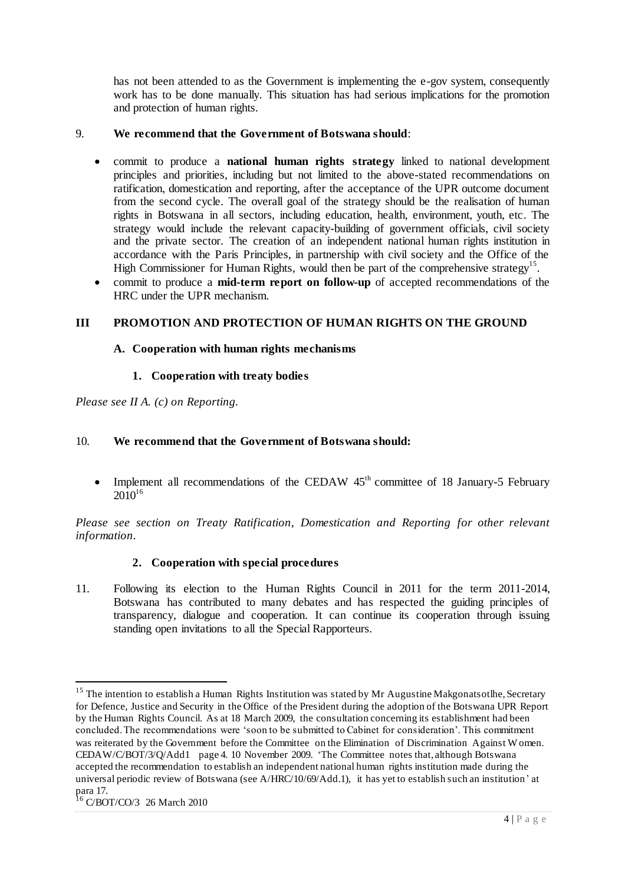has not been attended to as the Government is implementing the e-gov system, consequently work has to be done manually. This situation has had serious implications for the promotion and protection of human rights.

9. **We recommend that the Government of Botswana should**:

- commit to produce a **national human rights strategy** linked to national development principles and priorities, including but not limited to the above-stated recommendations on ratification, domestication and reporting, after the acceptance of the UPR outcome document from the second cycle. The overall goal of the strategy should be the realisation of human rights in Botswana in all sectors, including education, health, environment, youth, etc. The strategy would include the relevant capacity-building of government officials, civil society and the private sector. The creation of an independent national human rights institution in accordance with the Paris Principles, in partnership with civil society and the Office of the High Commissioner for Human Rights, would then be part of the comprehensive strategy[15].
- commit to produce a **mid-term report on follow-up** of accepted recommendations of the HRC under the UPR mechanism.

## III PROMOTION AND PROTECTION OF HUMAN RIGHTS ON THE GROUND

### A. Cooperation with human rights mechanisms

#### 1. Cooperation with treaty bodies

*Please see II A. (c) on Reporting.*

10. **We recommend that the Government of Botswana should:**

- Implement all recommendations of the CEDAW 45th committee of 18 January-5 February 2010[16]

*Please see section on Treaty Ratification, Domestication and Reporting for other relevant information.*

#### 2. Cooperation with special procedures

11. Following its election to the Human Rights Council in 2011 for the term 2011-2014, Botswana has contributed to many debates and has respected the guiding principles of transparency, dialogue and cooperation. It can continue its cooperation through issuing standing open invitations to all the Special Rapporteurs.

---

[15] The intention to establish a Human Rights Institution was stated by Mr Augustine Makgonatsotlhe, Secretary for Defence, Justice and Security in the Office of the President during the adoption of the Botswana UPR Report by the Human Rights Council. As at 18 March 2009, the consultation concerning its establishment had been concluded. The recommendations were 'soon to be submitted to Cabinet for consideration'. This commitment was reiterated by the Government before the Committee on the Elimination of Discrimination Against Women. CEDAW/C/BOT/3/Q/Add1 page 4. 10 November 2009. 'The Committee notes that, although Botswana accepted the recommendation to establish an independent national human rights institution made during the universal periodic review of Botswana (see A/HRC/10/69/Add.1), it has yet to establish such an institution' at para 17.

[16] C/BOT/CO/3 26 March 2010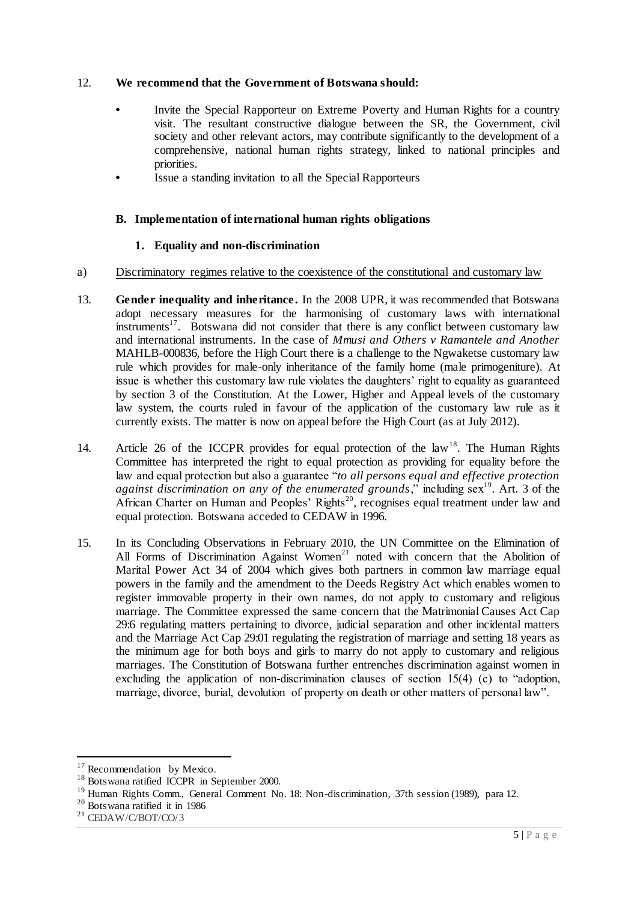12. **We recommend that the Government of Botswana should:**

- Invite the Special Rapporteur on Extreme Poverty and Human Rights for a country visit. The resultant constructive dialogue between the SR, the Government, civil society and other relevant actors, may contribute significantly to the development of a comprehensive, national human rights strategy, linked to national principles and priorities.
- Issue a standing invitation to all the Special Rapporteurs

## B. Implementation of international human rights obligations

### 1. Equality and non-discrimination

a) Discriminatory regimes relative to the coexistence of the constitutional and customary law

13. **Gender inequality and inheritance.** In the 2008 UPR, it was recommended that Botswana adopt necessary measures for the harmonising of customary laws with international instruments[17]. Botswana did not consider that there is any conflict between customary law and international instruments. In the case of *Mmusi and Others v Ramantele and Another* MAHLB-000836, before the High Court there is a challenge to the Ngwaketse customary law rule which provides for male-only inheritance of the family home (male primogeniture). At issue is whether this customary law rule violates the daughters' right to equality as guaranteed by section 3 of the Constitution. At the Lower, Higher and Appeal levels of the customary law system, the courts ruled in favour of the application of the customary law rule as it currently exists. The matter is now on appeal before the High Court (as at July 2012).

14. Article 26 of the ICCPR provides for equal protection of the law[18]. The Human Rights Committee has interpreted the right to equal protection as providing for equality before the law and equal protection but also a guarantee "*to all persons equal and effective protection against discrimination on any of the enumerated grounds*," including sex[19]. Art. 3 of the African Charter on Human and Peoples' Rights[20], recognises equal treatment under law and equal protection. Botswana acceded to CEDAW in 1996.

15. In its Concluding Observations in February 2010, the UN Committee on the Elimination of All Forms of Discrimination Against Women[21] noted with concern that the Abolition of Marital Power Act 34 of 2004 which gives both partners in common law marriage equal powers in the family and the amendment to the Deeds Registry Act which enables women to register immovable property in their own names, do not apply to customary and religious marriage. The Committee expressed the same concern that the Matrimonial Causes Act Cap 29:6 regulating matters pertaining to divorce, judicial separation and other incidental matters and the Marriage Act Cap 29:01 regulating the registration of marriage and setting 18 years as the minimum age for both boys and girls to marry do not apply to customary and religious marriages. The Constitution of Botswana further entrenches discrimination against women in excluding the application of non-discrimination clauses of section 15(4) (c) to "adoption, marriage, divorce, burial, devolution of property on death or other matters of personal law".

---

[17] Recommendation by Mexico.

[18] Botswana ratified ICCPR in September 2000.

[19] Human Rights Comm., General Comment No. 18: Non-discrimination, 37th session (1989), para 12.

[20] Botswana ratified it in 1986

[21] CEDAW/C/BOT/CO/3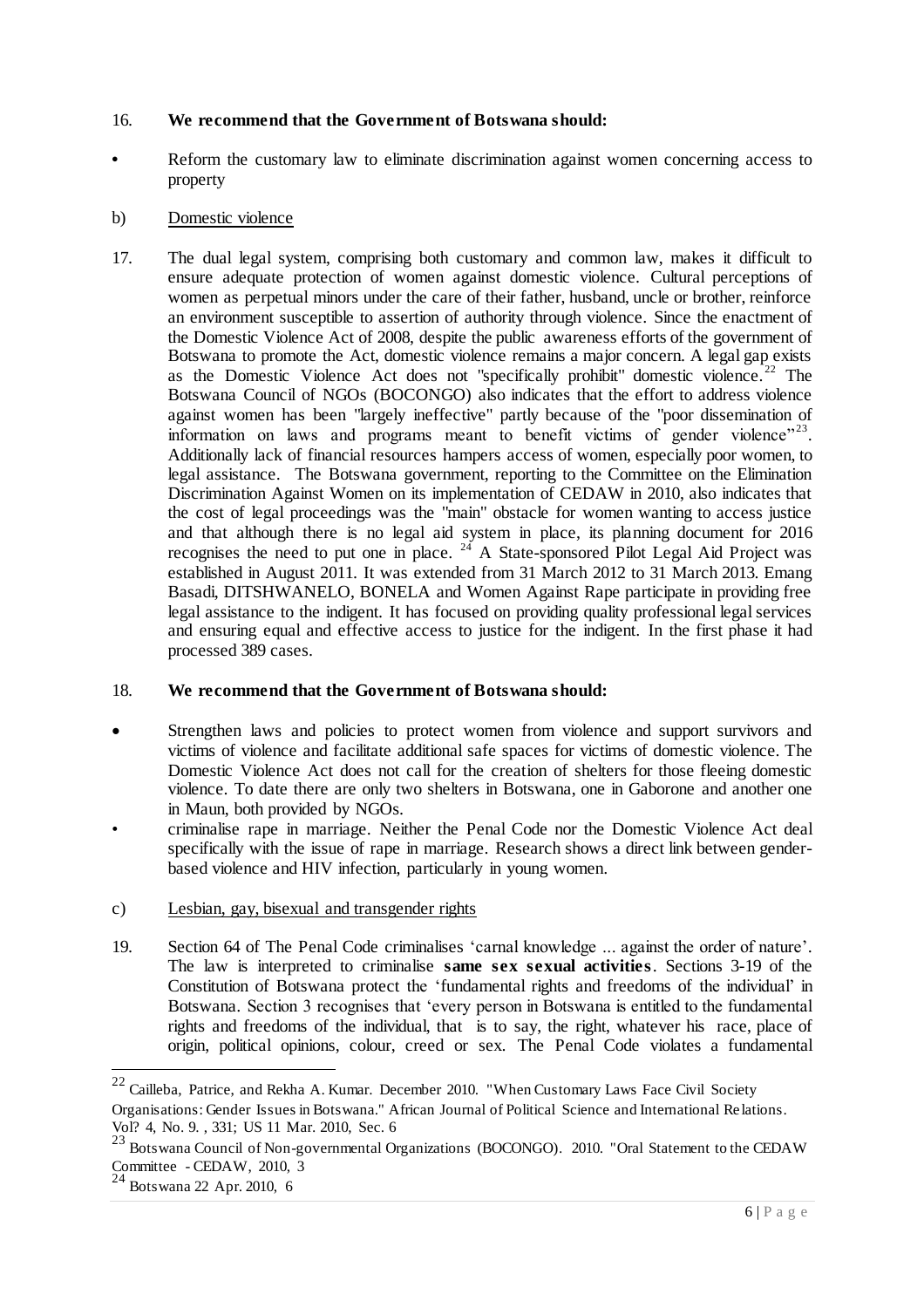16. **We recommend that the Government of Botswana should:**

- Reform the customary law to eliminate discrimination against women concerning access to property

b) Domestic violence

17. The dual legal system, comprising both customary and common law, makes it difficult to ensure adequate protection of women against domestic violence. Cultural perceptions of women as perpetual minors under the care of their father, husband, uncle or brother, reinforce an environment susceptible to assertion of authority through violence. Since the enactment of the Domestic Violence Act of 2008, despite the public awareness efforts of the government of Botswana to promote the Act, domestic violence remains a major concern. A legal gap exists as the Domestic Violence Act does not "specifically prohibit" domestic violence.[22] The Botswana Council of NGOs (BOCONGO) also indicates that the effort to address violence against women has been "largely ineffective" partly because of the "poor dissemination of information on laws and programs meant to benefit victims of gender violence"[23]. Additionally lack of financial resources hampers access of women, especially poor women, to legal assistance. The Botswana government, reporting to the Committee on the Elimination Discrimination Against Women on its implementation of CEDAW in 2010, also indicates that the cost of legal proceedings was the "main" obstacle for women wanting to access justice and that although there is no legal aid system in place, its planning document for 2016 recognises the need to put one in place. [24] A State-sponsored Pilot Legal Aid Project was established in August 2011. It was extended from 31 March 2012 to 31 March 2013. Emang Basadi, DITSHWANELO, BONELA and Women Against Rape participate in providing free legal assistance to the indigent. It has focused on providing quality professional legal services and ensuring equal and effective access to justice for the indigent. In the first phase it had processed 389 cases.

18. **We recommend that the Government of Botswana should:**

- Strengthen laws and policies to protect women from violence and support survivors and victims of violence and facilitate additional safe spaces for victims of domestic violence. The Domestic Violence Act does not call for the creation of shelters for those fleeing domestic violence. To date there are only two shelters in Botswana, one in Gaborone and another one in Maun, both provided by NGOs.
- criminalise rape in marriage. Neither the Penal Code nor the Domestic Violence Act deal specifically with the issue of rape in marriage. Research shows a direct link between gender-based violence and HIV infection, particularly in young women.

c) Lesbian, gay, bisexual and transgender rights

19. Section 64 of The Penal Code criminalises 'carnal knowledge ... against the order of nature'. The law is interpreted to criminalise **same sex sexual activities**. Sections 3-19 of the Constitution of Botswana protect the 'fundamental rights and freedoms of the individual' in Botswana. Section 3 recognises that 'every person in Botswana is entitled to the fundamental rights and freedoms of the individual, that is to say, the right, whatever his race, place of origin, political opinions, colour, creed or sex. The Penal Code violates a fundamental

---

[22] Cailleba, Patrice, and Rekha A. Kumar. December 2010. "When Customary Laws Face Civil Society Organisations: Gender Issues in Botswana." African Journal of Political Science and International Relations. Vol? 4, No. 9. , 331; US 11 Mar. 2010, Sec. 6

[23] Botswana Council of Non-governmental Organizations (BOCONGO). 2010. "Oral Statement to the CEDAW Committee - CEDAW, 2010, 3

[24] Botswana 22 Apr. 2010, 6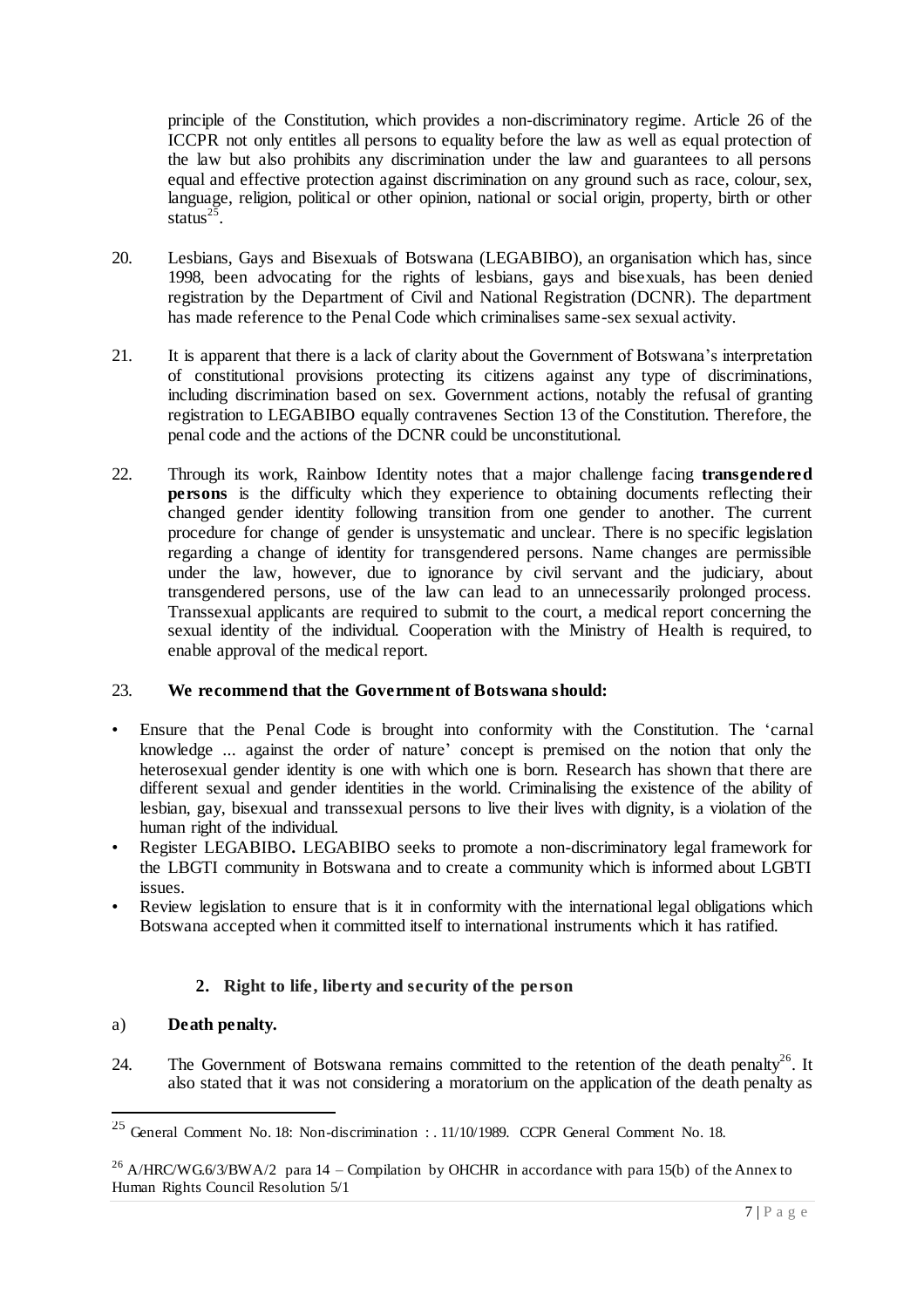principle of the Constitution, which provides a non-discriminatory regime. Article 26 of the ICCPR not only entitles all persons to equality before the law as well as equal protection of the law but also prohibits any discrimination under the law and guarantees to all persons equal and effective protection against discrimination on any ground such as race, colour, sex, language, religion, political or other opinion, national or social origin, property, birth or other status[25].

20. Lesbians, Gays and Bisexuals of Botswana (LEGABIBO), an organisation which has, since 1998, been advocating for the rights of lesbians, gays and bisexuals, has been denied registration by the Department of Civil and National Registration (DCNR). The department has made reference to the Penal Code which criminalises same-sex sexual activity.

21. It is apparent that there is a lack of clarity about the Government of Botswana's interpretation of constitutional provisions protecting its citizens against any type of discriminations, including discrimination based on sex. Government actions, notably the refusal of granting registration to LEGABIBO equally contravenes Section 13 of the Constitution. Therefore, the penal code and the actions of the DCNR could be unconstitutional.

22. Through its work, Rainbow Identity notes that a major challenge facing **transgendered persons** is the difficulty which they experience to obtaining documents reflecting their changed gender identity following transition from one gender to another. The current procedure for change of gender is unsystematic and unclear. There is no specific legislation regarding a change of identity for transgendered persons. Name changes are permissible under the law, however, due to ignorance by civil servant and the judiciary, about transgendered persons, use of the law can lead to an unnecessarily prolonged process. Transsexual applicants are required to submit to the court, a medical report concerning the sexual identity of the individual. Cooperation with the Ministry of Health is required, to enable approval of the medical report.

23. **We recommend that the Government of Botswana should:**

- Ensure that the Penal Code is brought into conformity with the Constitution. The 'carnal knowledge ... against the order of nature' concept is premised on the notion that only the heterosexual gender identity is one with which one is born. Research has shown that there are different sexual and gender identities in the world. Criminalising the existence of the ability of lesbian, gay, bisexual and transsexual persons to live their lives with dignity, is a violation of the human right of the individual.
- Register LEGABIBO**.** LEGABIBO seeks to promote a non-discriminatory legal framework for the LBGTI community in Botswana and to create a community which is informed about LGBTI issues.
- Review legislation to ensure that is it in conformity with the international legal obligations which Botswana accepted when it committed itself to international instruments which it has ratified.

### 2. Right to life, liberty and security of the person

a) **Death penalty.**

24. The Government of Botswana remains committed to the retention of the death penalty[26]. It also stated that it was not considering a moratorium on the application of the death penalty as

---

[25] General Comment No. 18: Non-discrimination : . 11/10/1989. CCPR General Comment No. 18.

[26] A/HRC/WG.6/3/BWA/2 para 14 – Compilation by OHCHR in accordance with para 15(b) of the Annex to Human Rights Council Resolution 5/1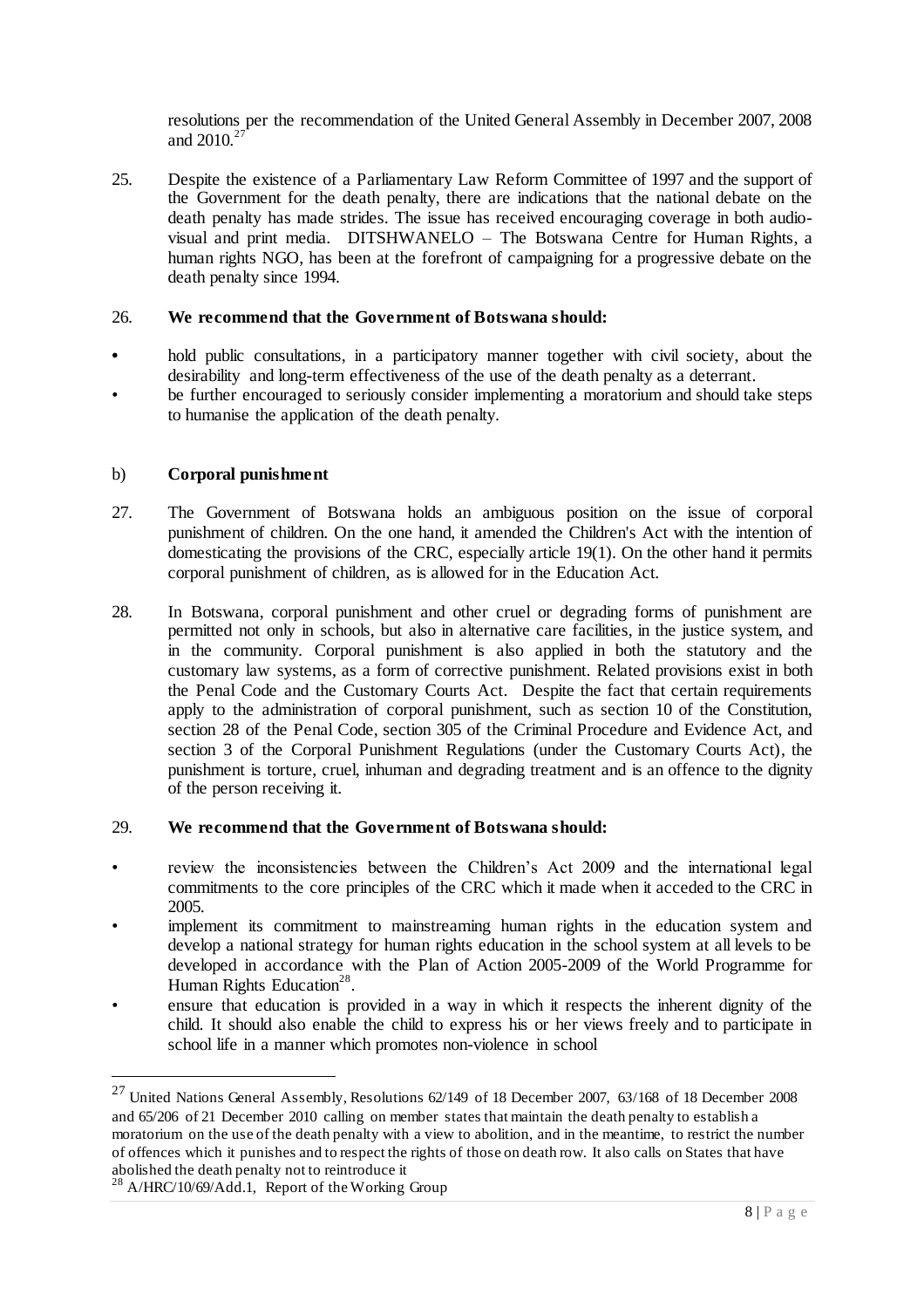resolutions per the recommendation of the United General Assembly in December 2007, 2008 and 2010.[27]

25. Despite the existence of a Parliamentary Law Reform Committee of 1997 and the support of the Government for the death penalty, there are indications that the national debate on the death penalty has made strides. The issue has received encouraging coverage in both audio-visual and print media. DITSHWANELO – The Botswana Centre for Human Rights, a human rights NGO, has been at the forefront of campaigning for a progressive debate on the death penalty since 1994.

26. **We recommend that the Government of Botswana should:**

- hold public consultations, in a participatory manner together with civil society, about the desirability and long-term effectiveness of the use of the death penalty as a deterrant.
- be further encouraged to seriously consider implementing a moratorium and should take steps to humanise the application of the death penalty.

### b) **Corporal punishment**

27. The Government of Botswana holds an ambiguous position on the issue of corporal punishment of children. On the one hand, it amended the Children's Act with the intention of domesticating the provisions of the CRC, especially article 19(1). On the other hand it permits corporal punishment of children, as is allowed for in the Education Act.

28. In Botswana, corporal punishment and other cruel or degrading forms of punishment are permitted not only in schools, but also in alternative care facilities, in the justice system, and in the community. Corporal punishment is also applied in both the statutory and the customary law systems, as a form of corrective punishment. Related provisions exist in both the Penal Code and the Customary Courts Act. Despite the fact that certain requirements apply to the administration of corporal punishment, such as section 10 of the Constitution, section 28 of the Penal Code, section 305 of the Criminal Procedure and Evidence Act, and section 3 of the Corporal Punishment Regulations (under the Customary Courts Act), the punishment is torture, cruel, inhuman and degrading treatment and is an offence to the dignity of the person receiving it.

29. **We recommend that the Government of Botswana should:**

- review the inconsistencies between the Children's Act 2009 and the international legal commitments to the core principles of the CRC which it made when it acceded to the CRC in 2005.
- implement its commitment to mainstreaming human rights in the education system and develop a national strategy for human rights education in the school system at all levels to be developed in accordance with the Plan of Action 2005-2009 of the World Programme for Human Rights Education[28].
- ensure that education is provided in a way in which it respects the inherent dignity of the child. It should also enable the child to express his or her views freely and to participate in school life in a manner which promotes non-violence in school

---

[27] United Nations General Assembly, Resolutions 62/149 of 18 December 2007, 63/168 of 18 December 2008 and 65/206 of 21 December 2010 calling on member states that maintain the death penalty to establish a moratorium on the use of the death penalty with a view to abolition, and in the meantime, to restrict the number of offences which it punishes and to respect the rights of those on death row. It also calls on States that have abolished the death penalty not to reintroduce it

[28] A/HRC/10/69/Add.1, Report of the Working Group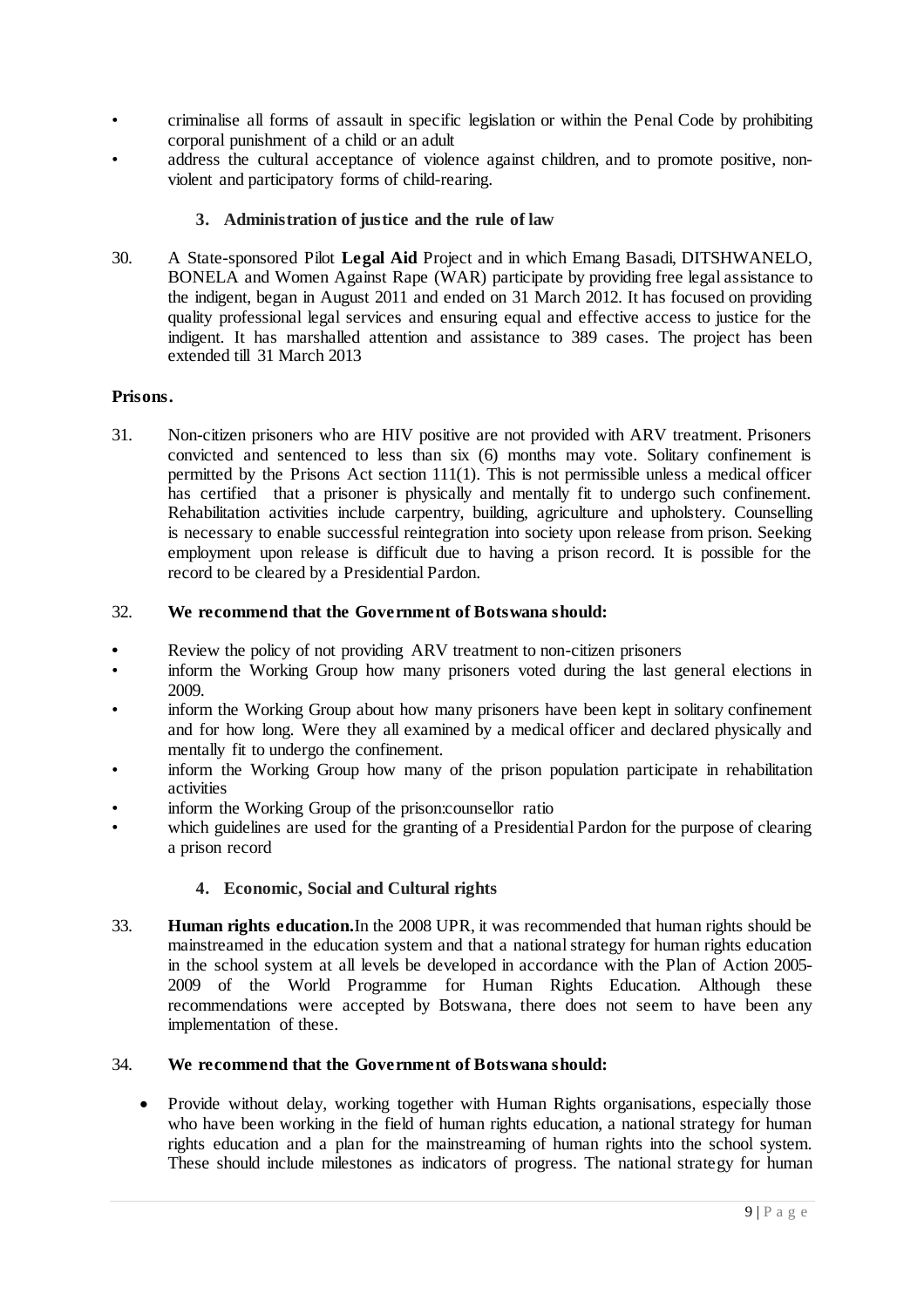- criminalise all forms of assault in specific legislation or within the Penal Code by prohibiting corporal punishment of a child or an adult
- address the cultural acceptance of violence against children, and to promote positive, non-violent and participatory forms of child-rearing.

### 3. Administration of justice and the rule of law

30. A State-sponsored Pilot **Legal Aid** Project and in which Emang Basadi, DITSHWANELO, BONELA and Women Against Rape (WAR) participate by providing free legal assistance to the indigent, began in August 2011 and ended on 31 March 2012. It has focused on providing quality professional legal services and ensuring equal and effective access to justice for the indigent. It has marshalled attention and assistance to 389 cases. The project has been extended till 31 March 2013

**Prisons.**

31. Non-citizen prisoners who are HIV positive are not provided with ARV treatment. Prisoners convicted and sentenced to less than six (6) months may vote. Solitary confinement is permitted by the Prisons Act section 111(1). This is not permissible unless a medical officer has certified that a prisoner is physically and mentally fit to undergo such confinement. Rehabilitation activities include carpentry, building, agriculture and upholstery. Counselling is necessary to enable successful reintegration into society upon release from prison. Seeking employment upon release is difficult due to having a prison record. It is possible for the record to be cleared by a Presidential Pardon.

32. **We recommend that the Government of Botswana should:**

- Review the policy of not providing ARV treatment to non-citizen prisoners
- inform the Working Group how many prisoners voted during the last general elections in 2009.
- inform the Working Group about how many prisoners have been kept in solitary confinement and for how long. Were they all examined by a medical officer and declared physically and mentally fit to undergo the confinement.
- inform the Working Group how many of the prison population participate in rehabilitation activities
- inform the Working Group of the prison:counsellor ratio
- which guidelines are used for the granting of a Presidential Pardon for the purpose of clearing a prison record

### 4. Economic, Social and Cultural rights

33. **Human rights education.** In the 2008 UPR, it was recommended that human rights should be mainstreamed in the education system and that a national strategy for human rights education in the school system at all levels be developed in accordance with the Plan of Action 2005-2009 of the World Programme for Human Rights Education. Although these recommendations were accepted by Botswana, there does not seem to have been any implementation of these.

34. **We recommend that the Government of Botswana should:**

- Provide without delay, working together with Human Rights organisations, especially those who have been working in the field of human rights education, a national strategy for human rights education and a plan for the mainstreaming of human rights into the school system. These should include milestones as indicators of progress. The national strategy for human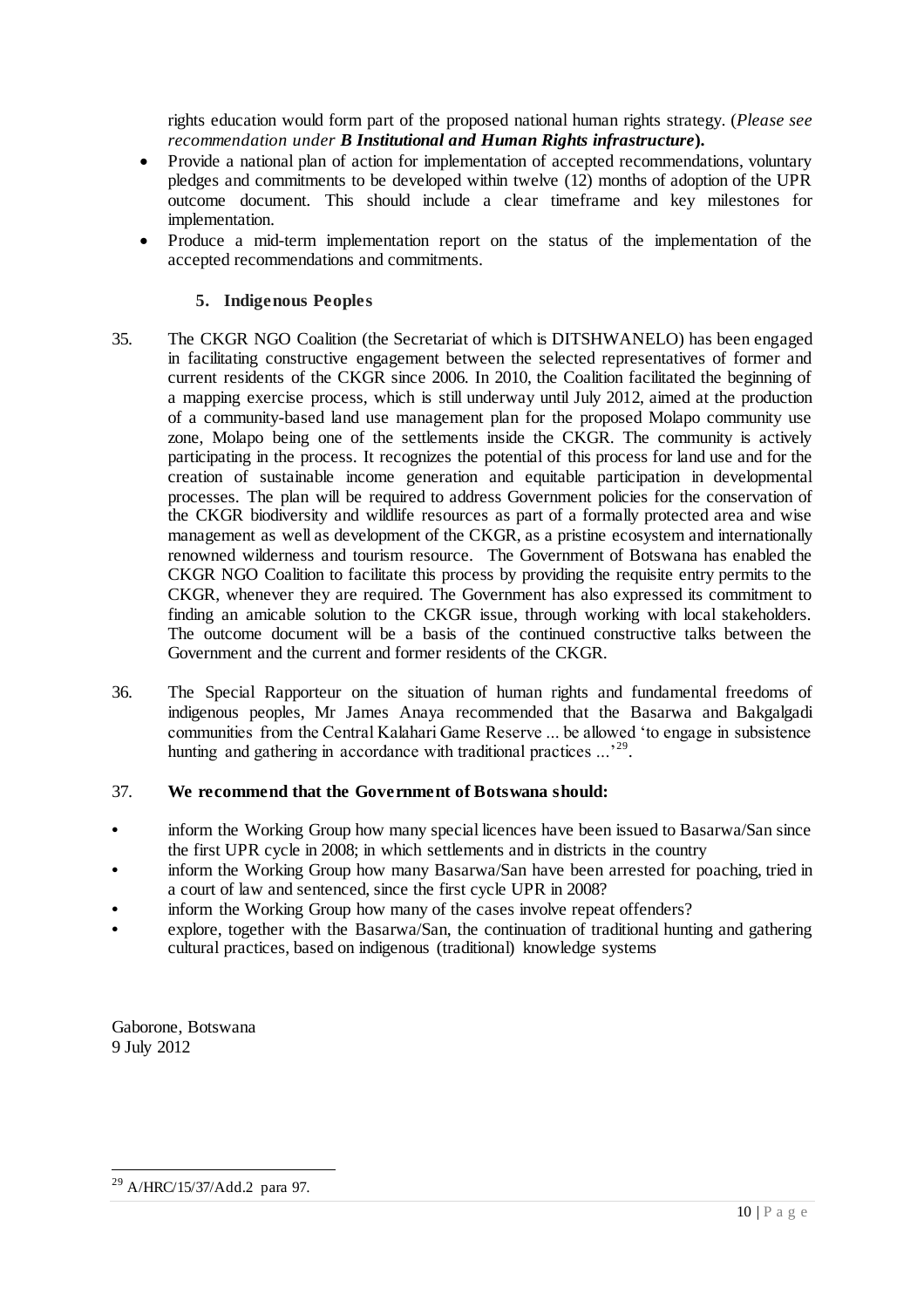rights education would form part of the proposed national human rights strategy. (*Please see recommendation under **B Institutional and Human Rights infrastructure***).

- Provide a national plan of action for implementation of accepted recommendations, voluntary pledges and commitments to be developed within twelve (12) months of adoption of the UPR outcome document. This should include a clear timeframe and key milestones for implementation.
- Produce a mid-term implementation report on the status of the implementation of the accepted recommendations and commitments.

### 5. Indigenous Peoples

35. The CKGR NGO Coalition (the Secretariat of which is DITSHWANELO) has been engaged in facilitating constructive engagement between the selected representatives of former and current residents of the CKGR since 2006. In 2010, the Coalition facilitated the beginning of a mapping exercise process, which is still underway until July 2012, aimed at the production of a community-based land use management plan for the proposed Molapo community use zone, Molapo being one of the settlements inside the CKGR. The community is actively participating in the process. It recognizes the potential of this process for land use and for the creation of sustainable income generation and equitable participation in developmental processes. The plan will be required to address Government policies for the conservation of the CKGR biodiversity and wildlife resources as part of a formally protected area and wise management as well as development of the CKGR, as a pristine ecosystem and internationally renowned wilderness and tourism resource. The Government of Botswana has enabled the CKGR NGO Coalition to facilitate this process by providing the requisite entry permits to the CKGR, whenever they are required. The Government has also expressed its commitment to finding an amicable solution to the CKGR issue, through working with local stakeholders. The outcome document will be a basis of the continued constructive talks between the Government and the current and former residents of the CKGR.

36. The Special Rapporteur on the situation of human rights and fundamental freedoms of indigenous peoples, Mr James Anaya recommended that the Basarwa and Bakgalgadi communities from the Central Kalahari Game Reserve ... be allowed 'to engage in subsistence hunting and gathering in accordance with traditional practices ...'[29].

37. **We recommend that the Government of Botswana should:**

- inform the Working Group how many special licences have been issued to Basarwa/San since the first UPR cycle in 2008; in which settlements and in districts in the country
- inform the Working Group how many Basarwa/San have been arrested for poaching, tried in a court of law and sentenced, since the first cycle UPR in 2008?
- inform the Working Group how many of the cases involve repeat offenders?
- explore, together with the Basarwa/San, the continuation of traditional hunting and gathering cultural practices, based on indigenous (traditional) knowledge systems

Gaborone, Botswana
9 July 2012

---

[29] A/HRC/15/37/Add.2 para 97.